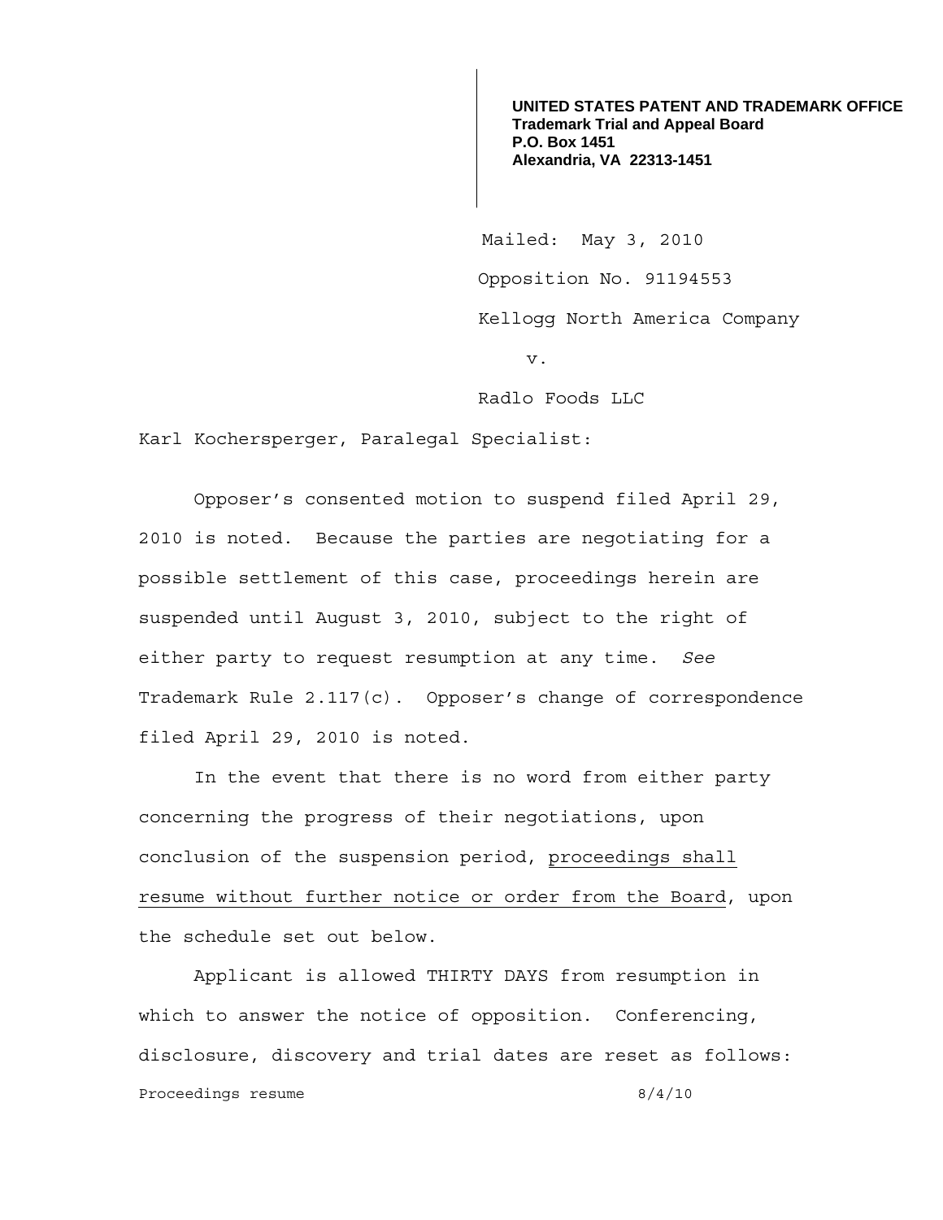**UNITED STATES PATENT AND TRADEMARK OFFICE**
**Trademark Trial and Appeal Board**
**P.O. Box 1451**
**Alexandria, VA 22313-1451**

Mailed: May 3, 2010

Opposition No. 91194553

Kellogg North America Company

v.

Radlo Foods LLC

Karl Kochersperger, Paralegal Specialist:

Opposer's consented motion to suspend filed April 29, 2010 is noted. Because the parties are negotiating for a possible settlement of this case, proceedings herein are suspended until August 3, 2010, subject to the right of either party to request resumption at any time. *See* Trademark Rule 2.117(c). Opposer's change of correspondence filed April 29, 2010 is noted.

In the event that there is no word from either party concerning the progress of their negotiations, upon conclusion of the suspension period, <u>proceedings shall resume without further notice or order from the Board</u>, upon the schedule set out below.

Applicant is allowed THIRTY DAYS from resumption in which to answer the notice of opposition. Conferencing, disclosure, discovery and trial dates are reset as follows:

| | |
|---|---|
| Proceedings resume | 8/4/10 |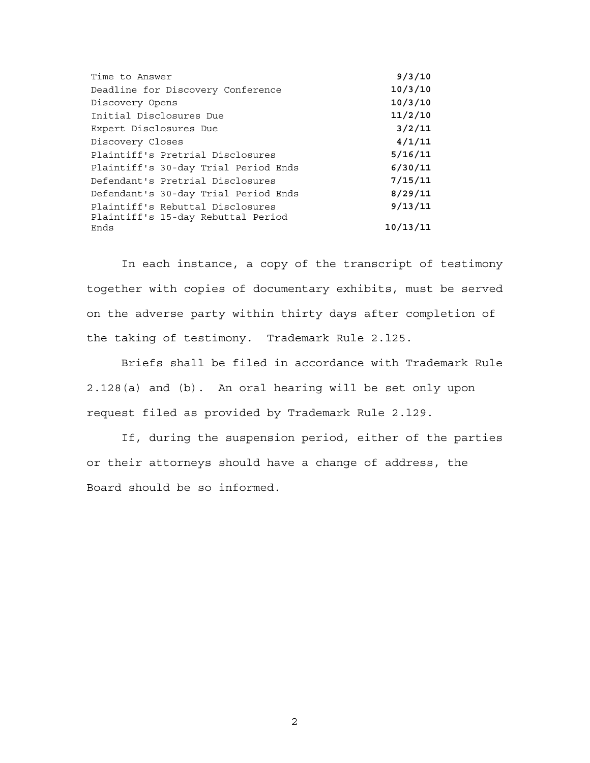| | |
|---|---|
| Time to Answer | **9/3/10** |
| Deadline for Discovery Conference | **10/3/10** |
| Discovery Opens | **10/3/10** |
| Initial Disclosures Due | **11/2/10** |
| Expert Disclosures Due | **3/2/11** |
| Discovery Closes | **4/1/11** |
| Plaintiff's Pretrial Disclosures | **5/16/11** |
| Plaintiff's 30-day Trial Period Ends | **6/30/11** |
| Defendant's Pretrial Disclosures | **7/15/11** |
| Defendant's 30-day Trial Period Ends | **8/29/11** |
| Plaintiff's Rebuttal Disclosures | **9/13/11** |
| Plaintiff's 15-day Rebuttal Period Ends | **10/13/11** |

In each instance, a copy of the transcript of testimony together with copies of documentary exhibits, must be served on the adverse party within thirty days after completion of the taking of testimony. Trademark Rule 2.l25.

Briefs shall be filed in accordance with Trademark Rule 2.128(a) and (b). An oral hearing will be set only upon request filed as provided by Trademark Rule 2.l29.

If, during the suspension period, either of the parties or their attorneys should have a change of address, the Board should be so informed.